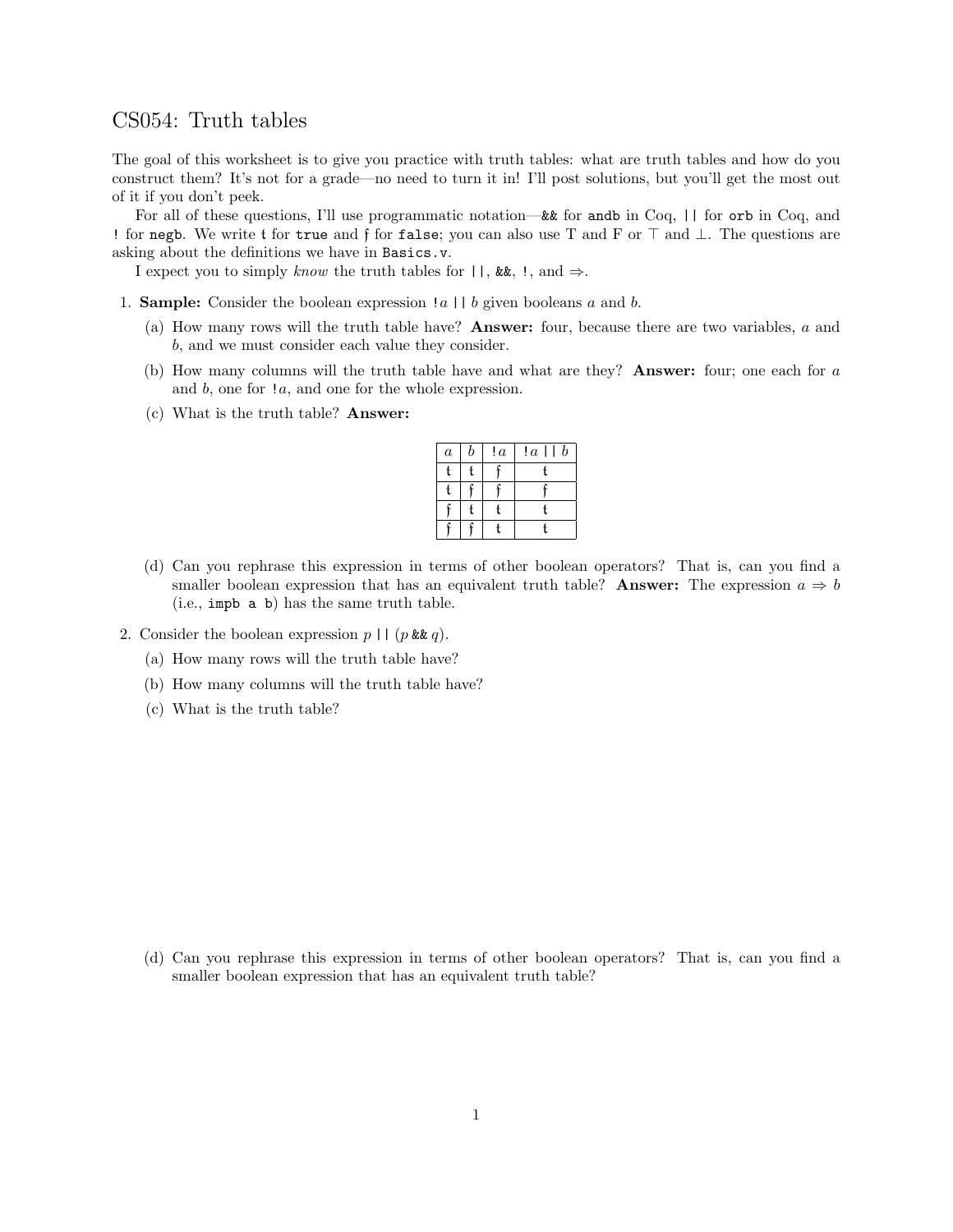# CS054: Truth tables

The goal of this worksheet is to give you practice with truth tables: what are truth tables and how do you construct them? It's not for a grade—no need to turn it in! I'll post solutions, but you'll get the most out of it if you don't peek.

For all of these questions, I'll use programmatic notation—`&&` for `andb` in Coq, `||` for `orb` in Coq, and `!` for `negb`. We write $\mathfrak{t}$ for `true` and $\mathfrak{f}$ for `false`; you can also use T and F or $\top$ and $\bot$. The questions are asking about the definitions we have in `Basics.v`.

I expect you to simply *know* the truth tables for `||`, `&&`, `!`, and $\Rightarrow$.

1. **Sample:** Consider the boolean expression `!`$a$ `||` $b$ given booleans $a$ and $b$.

   (a) How many rows will the truth table have? **Answer:** four, because there are two variables, $a$ and $b$, and we must consider each value they consider.

   (b) How many columns will the truth table have and what are they? **Answer:** four; one each for $a$ and $b$, one for `!`$a$, and one for the whole expression.

   (c) What is the truth table? **Answer:**

   | $a$ | $b$ | `!`$a$ | `!`$a$ `\|\|` $b$ |
   |---|---|---|---|
   | $\mathfrak{t}$ | $\mathfrak{t}$ | $\mathfrak{f}$ | $\mathfrak{t}$ |
   | $\mathfrak{t}$ | $\mathfrak{f}$ | $\mathfrak{f}$ | $\mathfrak{f}$ |
   | $\mathfrak{f}$ | $\mathfrak{t}$ | $\mathfrak{t}$ | $\mathfrak{t}$ |
   | $\mathfrak{f}$ | $\mathfrak{f}$ | $\mathfrak{t}$ | $\mathfrak{t}$ |

   (d) Can you rephrase this expression in terms of other boolean operators? That is, can you find a smaller boolean expression that has an equivalent truth table? **Answer:** The expression $a \Rightarrow b$ (i.e., `impb a b`) has the same truth table.

2. Consider the boolean expression $p$ `||` ($p$ `&&` $q$).

   (a) How many rows will the truth table have?

   (b) How many columns will the truth table have?

   (c) What is the truth table?

   (d) Can you rephrase this expression in terms of other boolean operators? That is, can you find a smaller boolean expression that has an equivalent truth table?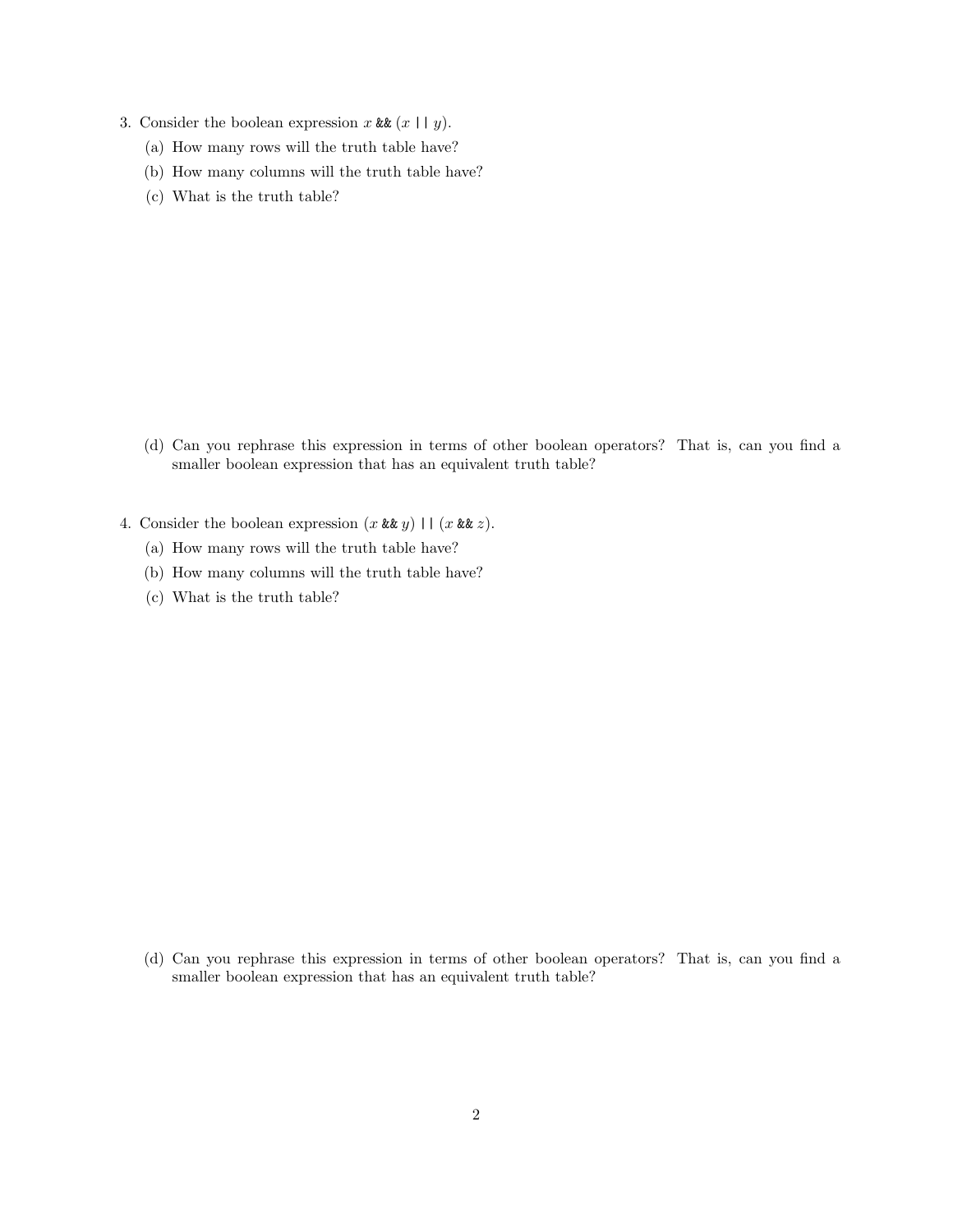3. Consider the boolean expression $x$ `&&` ($x$ `||` $y$).
   (a) How many rows will the truth table have?
   (b) How many columns will the truth table have?
   (c) What is the truth table?

   (d) Can you rephrase this expression in terms of other boolean operators? That is, can you find a smaller boolean expression that has an equivalent truth table?

4. Consider the boolean expression ($x$ `&&` $y$) `||` ($x$ `&&` $z$).
   (a) How many rows will the truth table have?
   (b) How many columns will the truth table have?
   (c) What is the truth table?

   (d) Can you rephrase this expression in terms of other boolean operators? That is, can you find a smaller boolean expression that has an equivalent truth table?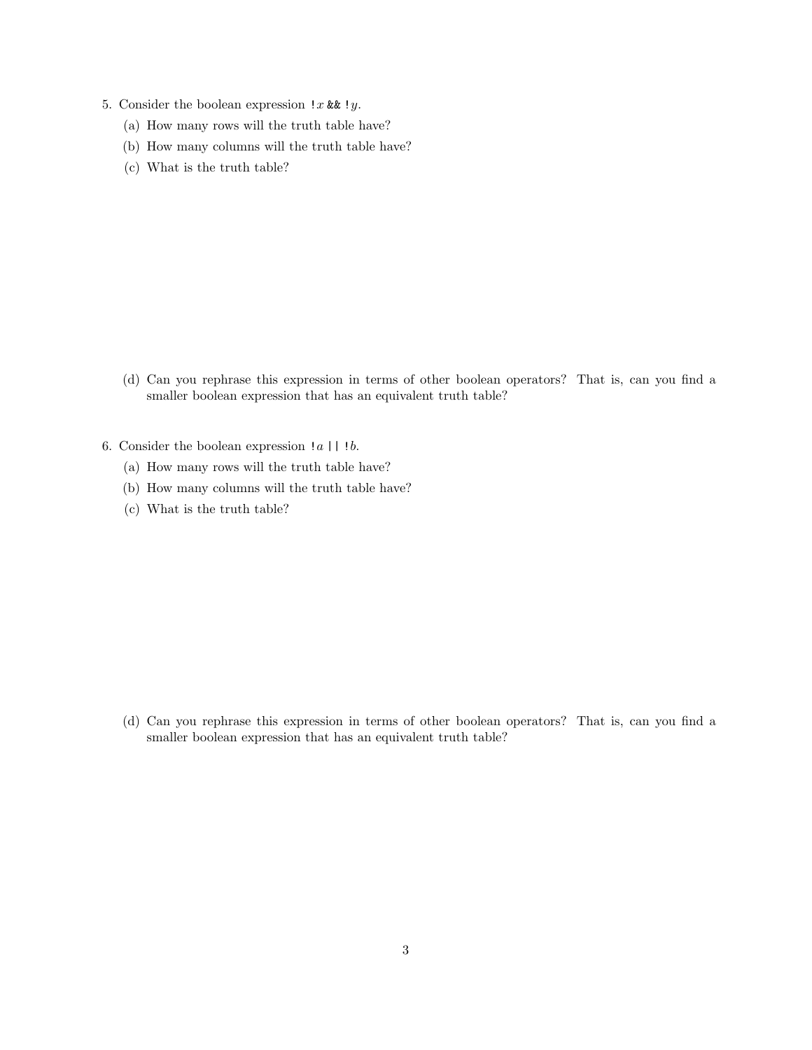5. Consider the boolean expression `!`$x$ `&&` `!`$y$.
   (a) How many rows will the truth table have?
   (b) How many columns will the truth table have?
   (c) What is the truth table?

   (d) Can you rephrase this expression in terms of other boolean operators? That is, can you find a smaller boolean expression that has an equivalent truth table?

6. Consider the boolean expression `!`$a$ `||` `!`$b$.
   (a) How many rows will the truth table have?
   (b) How many columns will the truth table have?
   (c) What is the truth table?

   (d) Can you rephrase this expression in terms of other boolean operators? That is, can you find a smaller boolean expression that has an equivalent truth table?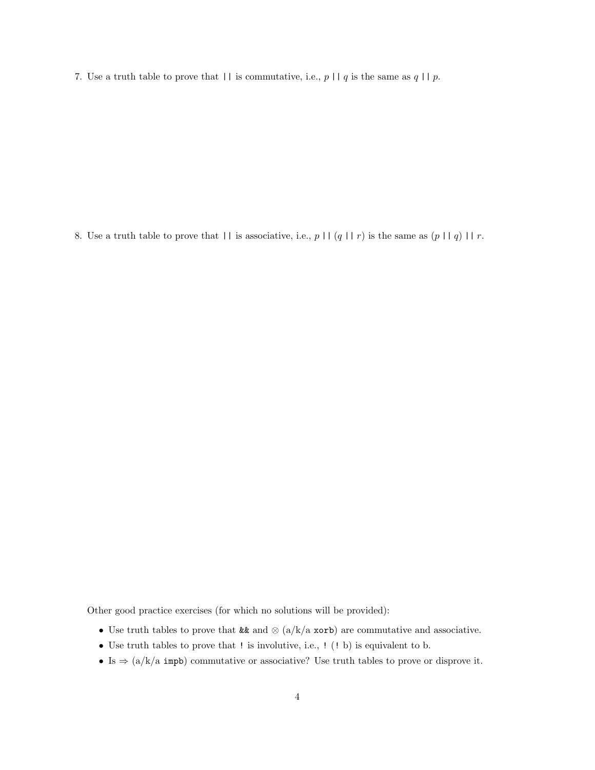7. Use a truth table to prove that `||` is commutative, i.e., $p$ `||` $q$ is the same as $q$ `||` $p$.

8. Use a truth table to prove that `||` is associative, i.e., $p$ `||` $(q$ `||` $r)$ is the same as $(p$ `||` $q)$ `||` $r$.

Other good practice exercises (for which no solutions will be provided):

- Use truth tables to prove that `&&` and $\otimes$ (a/k/a `xorb`) are commutative and associative.
- Use truth tables to prove that `!` is involutive, i.e., `! (! b)` is equivalent to b.
- Is $\Rightarrow$ (a/k/a `impb`) commutative or associative? Use truth tables to prove or disprove it.